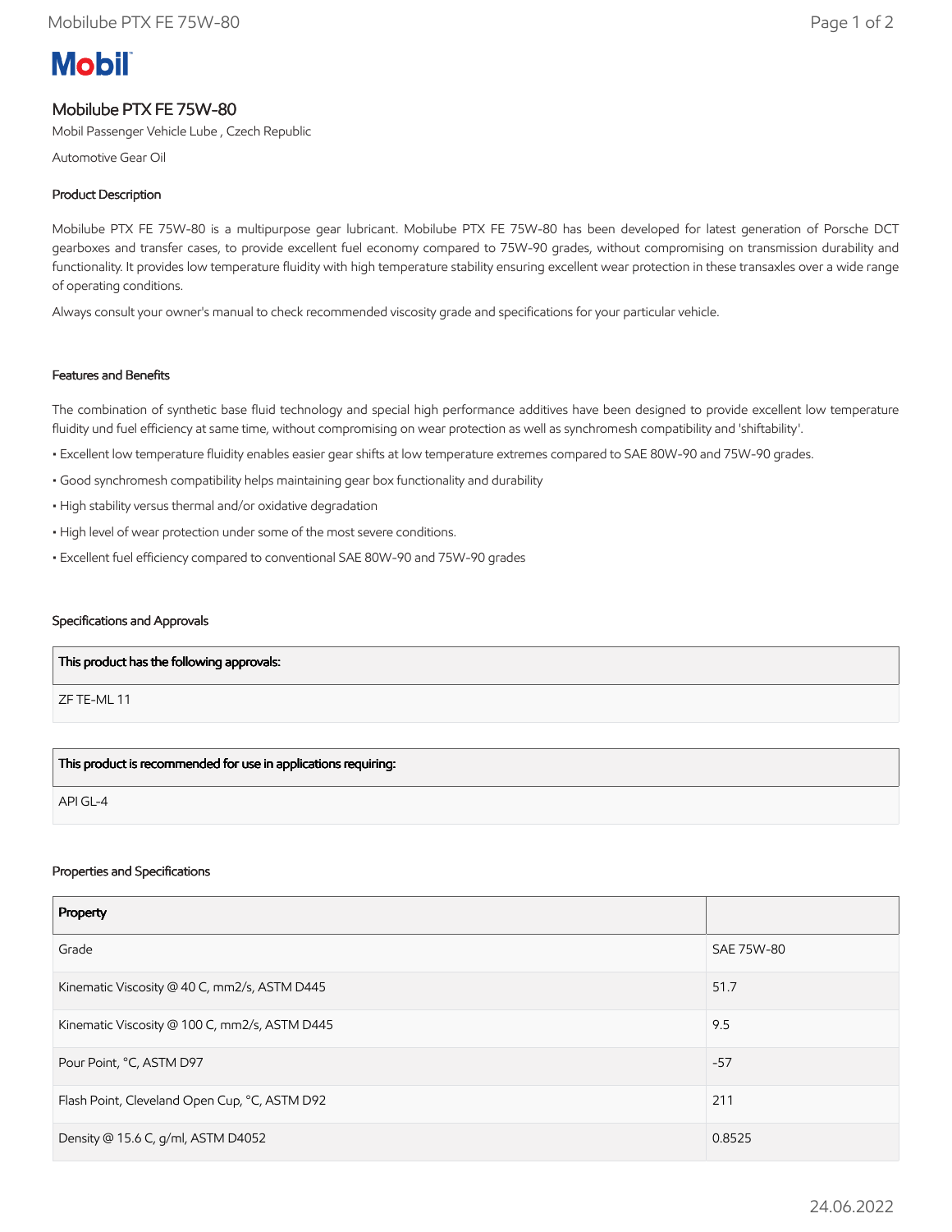**Mobil**

# Mobilube PTX FE 75W-80

Mobil Passenger Vehicle Lube , Czech Republic

Automotive Gear Oil

## Product Description

Mobilube PTX FE 75W-80 is a multipurpose gear lubricant. Mobilube PTX FE 75W-80 has been developed for latest generation of Porsche DCT gearboxes and transfer cases, to provide excellent fuel economy compared to 75W-90 grades, without compromising on transmission durability and functionality. It provides low temperature fluidity with high temperature stability ensuring excellent wear protection in these transaxles over a wide range of operating conditions.

Always consult your owner's manual to check recommended viscosity grade and specifications for your particular vehicle.

## Features and Benefits

The combination of synthetic base fluid technology and special high performance additives have been designed to provide excellent low temperature fluidity und fuel efficiency at same time, without compromising on wear protection as well as synchromesh compatibility and 'shiftability'.

- Excellent low temperature fluidity enables easier gear shifts at low temperature extremes compared to SAE 80W-90 and 75W-90 grades.
- Good synchromesh compatibility helps maintaining gear box functionality and durability
- High stability versus thermal and/or oxidative degradation
- High level of wear protection under some of the most severe conditions.
- Excellent fuel efficiency compared to conventional SAE 80W-90 and 75W-90 grades

## Specifications and Approvals

| This product has the following approvals: |
|---|
| ZF TE-ML 11 |

| This product is recommended for use in applications requiring: |
|---|
| API GL-4 |

## Properties and Specifications

| Property | |
|---|---|
| Grade | SAE 75W-80 |
| Kinematic Viscosity @ 40 C, mm2/s, ASTM D445 | 51.7 |
| Kinematic Viscosity @ 100 C, mm2/s, ASTM D445 | 9.5 |
| Pour Point, °C, ASTM D97 | -57 |
| Flash Point, Cleveland Open Cup, °C, ASTM D92 | 211 |
| Density @ 15.6 C, g/ml, ASTM D4052 | 0.8525 |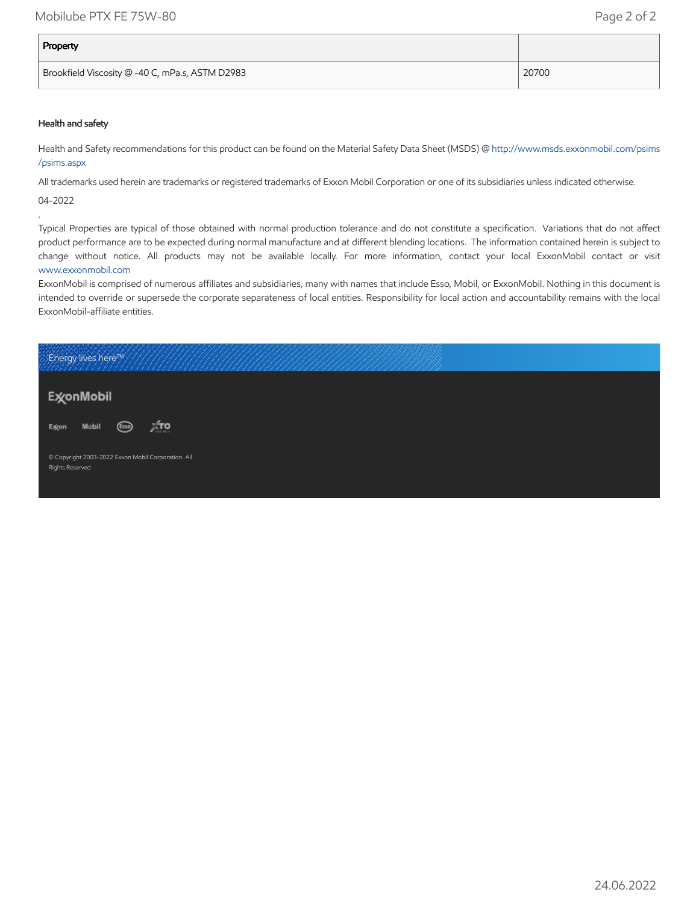| Property | |
|---|---|
| Brookfield Viscosity @ -40 C, mPa.s, ASTM D2983 | 20700 |

### Health and safety

Health and Safety recommendations for this product can be found on the Material Safety Data Sheet (MSDS) @ http://www.msds.exxonmobil.com/psims/psims.aspx

All trademarks used herein are trademarks or registered trademarks of Exxon Mobil Corporation or one of its subsidiaries unless indicated otherwise.

04-2022

.

Typical Properties are typical of those obtained with normal production tolerance and do not constitute a specification. Variations that do not affect product performance are to be expected during normal manufacture and at different blending locations. The information contained herein is subject to change without notice. All products may not be available locally. For more information, contact your local ExxonMobil contact or visit www.exxonmobil.com

ExxonMobil is comprised of numerous affiliates and subsidiaries, many with names that include Esso, Mobil, or ExxonMobil. Nothing in this document is intended to override or supersede the corporate separateness of local entities. Responsibility for local action and accountability remains with the local ExxonMobil-affiliate entities.

Energy lives here™

ExxonMobil

Exxon Mobil Esso XTO

© Copyright 2003-2022 Exxon Mobil Corporation. All Rights Reserved

24.06.2022